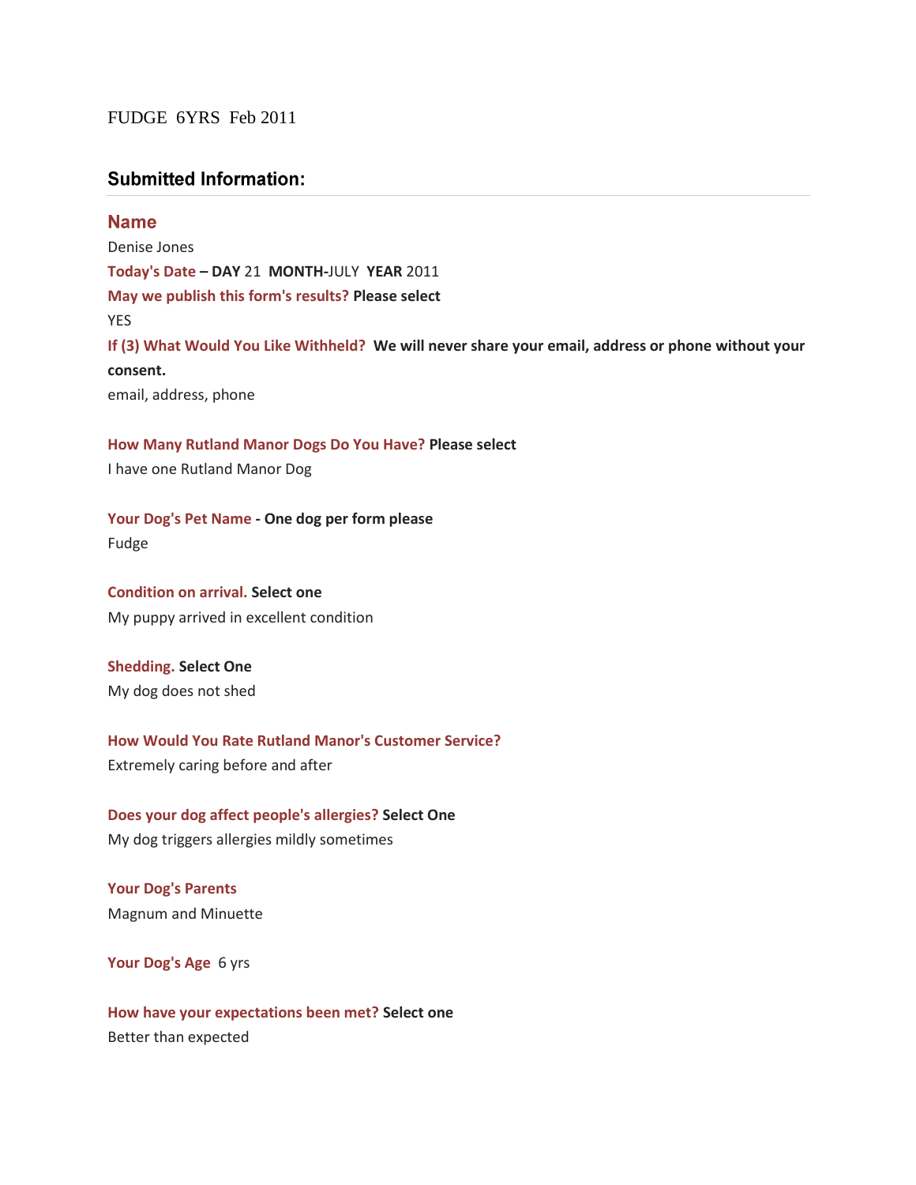FUDGE 6YRS Feb 2011

## Submitted Information:

### Name

Denise Jones

**Today's Date – DAY** 21 **MONTH-**JULY **YEAR** 2011

**May we publish this form's results? Please select**

YES

**If (3) What Would You Like Withheld? We will never share your email, address or phone without your consent.**

email, address, phone

**How Many Rutland Manor Dogs Do You Have? Please select**

I have one Rutland Manor Dog

**Your Dog's Pet Name - One dog per form please**

Fudge

**Condition on arrival. Select one**

My puppy arrived in excellent condition

**Shedding. Select One**

My dog does not shed

**How Would You Rate Rutland Manor's Customer Service?**

Extremely caring before and after

**Does your dog affect people's allergies? Select One**

My dog triggers allergies mildly sometimes

**Your Dog's Parents**

Magnum and Minuette

**Your Dog's Age** 6 yrs

**How have your expectations been met? Select one**

Better than expected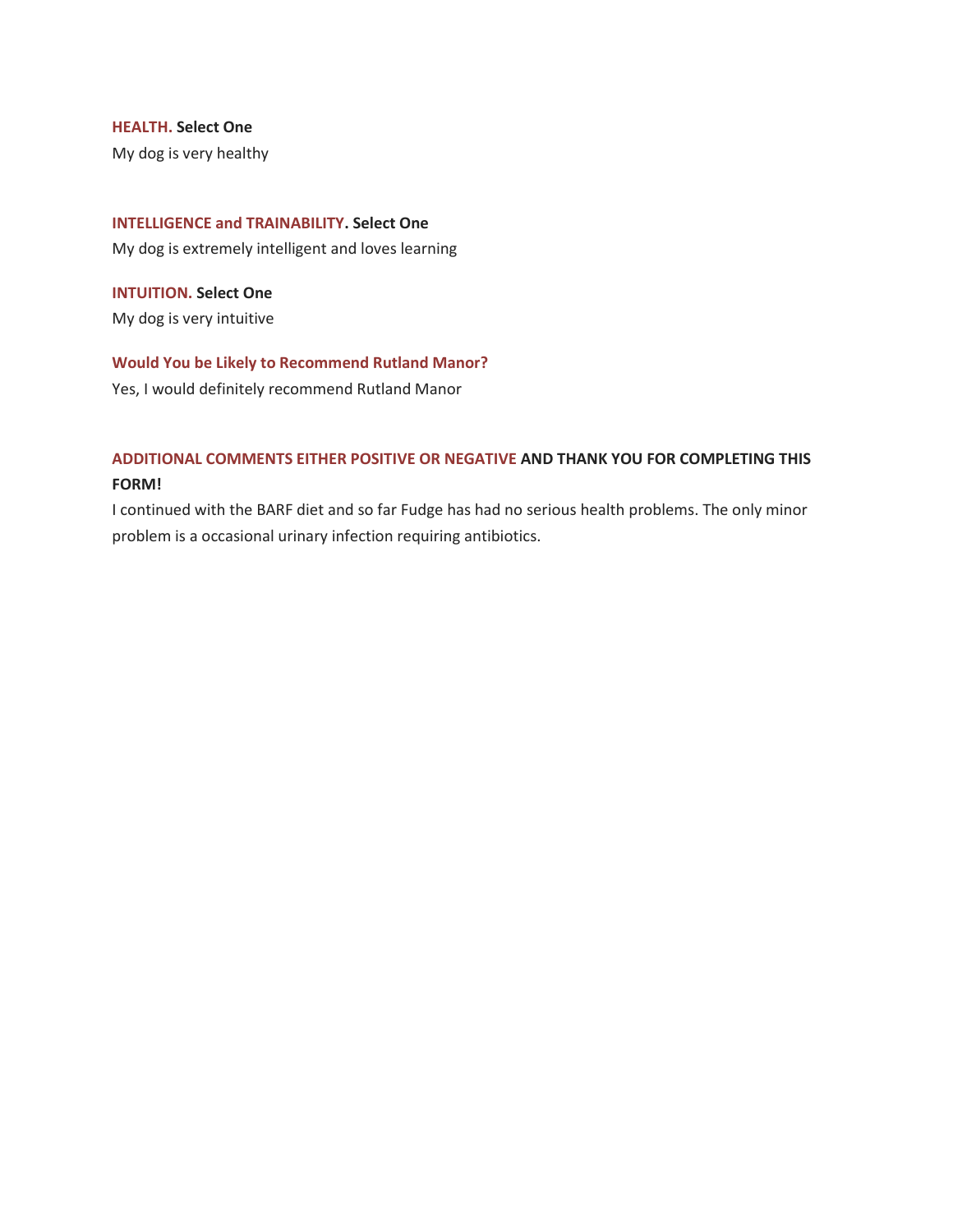**HEALTH. Select One**

My dog is very healthy

**INTELLIGENCE and TRAINABILITY. Select One**

My dog is extremely intelligent and loves learning

**INTUITION. Select One**

My dog is very intuitive

**Would You be Likely to Recommend Rutland Manor?**

Yes, I would definitely recommend Rutland Manor

**ADDITIONAL COMMENTS EITHER POSITIVE OR NEGATIVE AND THANK YOU FOR COMPLETING THIS FORM!**

I continued with the BARF diet and so far Fudge has had no serious health problems. The only minor problem is a occasional urinary infection requiring antibiotics.